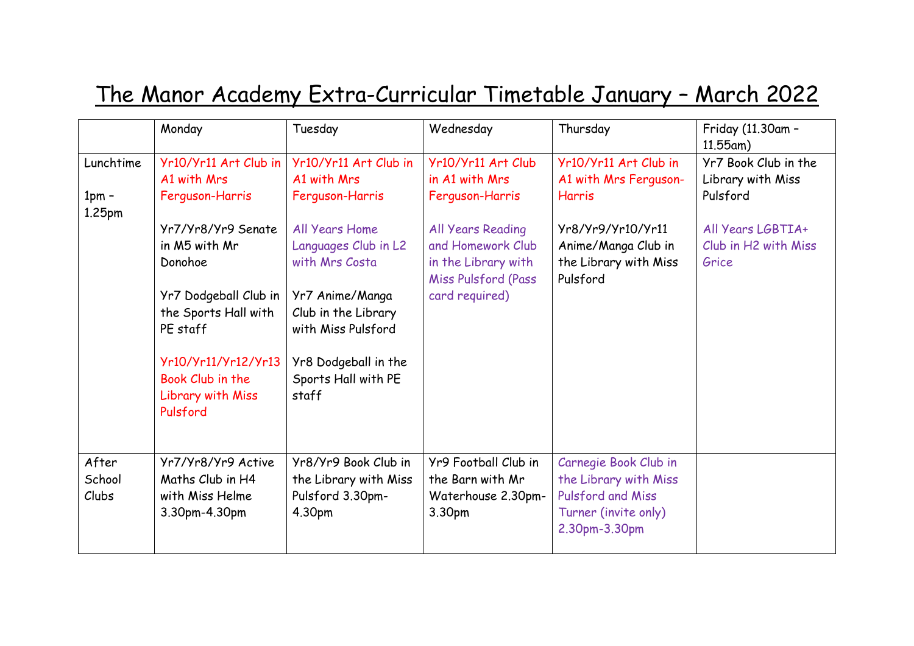# The Manor Academy Extra-Curricular Timetable January – March 2022

| | Monday | Tuesday | Wednesday | Thursday | Friday (11.30am – 11.55am) |
|---|---|---|---|---|---|
| Lunchtime<br><br>1pm – 1.25pm | Yr10/Yr11 Art Club in A1 with Mrs Ferguson-Harris<br><br>Yr7/Yr8/Yr9 Senate in M5 with Mr Donohoe<br><br>Yr7 Dodgeball Club in the Sports Hall with PE staff<br><br>Yr10/Yr11/Yr12/Yr13 Book Club in the Library with Miss Pulsford | Yr10/Yr11 Art Club in A1 with Mrs Ferguson-Harris<br><br>All Years Home Languages Club in L2 with Mrs Costa<br><br>Yr7 Anime/Manga Club in the Library with Miss Pulsford<br><br>Yr8 Dodgeball in the Sports Hall with PE staff | Yr10/Yr11 Art Club in A1 with Mrs Ferguson-Harris<br><br>All Years Reading and Homework Club in the Library with Miss Pulsford (Pass card required) | Yr10/Yr11 Art Club in A1 with Mrs Ferguson-Harris<br><br>Yr8/Yr9/Yr10/Yr11 Anime/Manga Club in the Library with Miss Pulsford | Yr7 Book Club in the Library with Miss Pulsford<br><br>All Years LGBTIA+ Club in H2 with Miss Grice |
| After School Clubs | Yr7/Yr8/Yr9 Active Maths Club in H4 with Miss Helme 3.30pm-4.30pm | Yr8/Yr9 Book Club in the Library with Miss Pulsford 3.30pm-4.30pm | Yr9 Football Club in the Barn with Mr Waterhouse 2.30pm-3.30pm | Carnegie Book Club in the Library with Miss Pulsford and Miss Turner (invite only) 2.30pm-3.30pm | |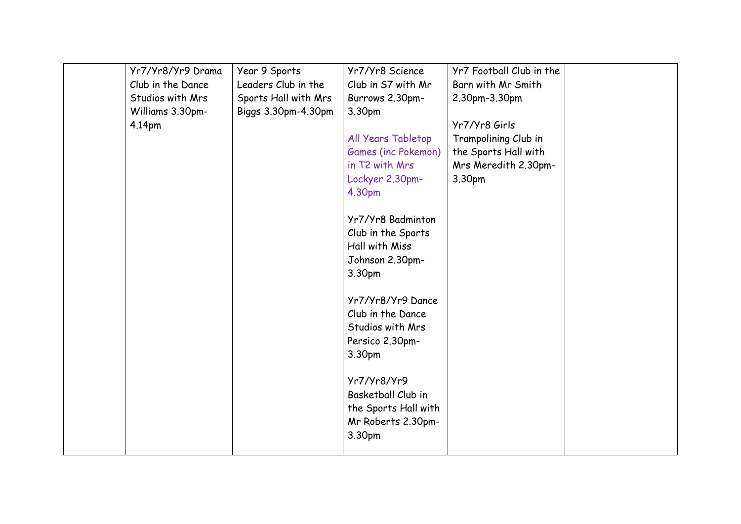| | | | | | |
|---|---|---|---|---|---|
| | Yr7/Yr8/Yr9 Drama Club in the Dance Studios with Mrs Williams 3.30pm-4.14pm | Year 9 Sports Leaders Club in the Sports Hall with Mrs Biggs 3.30pm-4.30pm | Yr7/Yr8 Science Club in S7 with Mr Burrows 2.30pm-3.30pm<br><br>All Years Tabletop Games (inc Pokemon) in T2 with Mrs Lockyer 2.30pm-4.30pm<br><br>Yr7/Yr8 Badminton Club in the Sports Hall with Miss Johnson 2.30pm-3.30pm<br><br>Yr7/Yr8/Yr9 Dance Club in the Dance Studios with Mrs Persico 2.30pm-3.30pm<br><br>Yr7/Yr8/Yr9 Basketball Club in the Sports Hall with Mr Roberts 2.30pm-3.30pm | Yr7 Football Club in the Barn with Mr Smith 2.30pm-3.30pm<br><br>Yr7/Yr8 Girls Trampolining Club in the Sports Hall with Mrs Meredith 2.30pm-3.30pm | |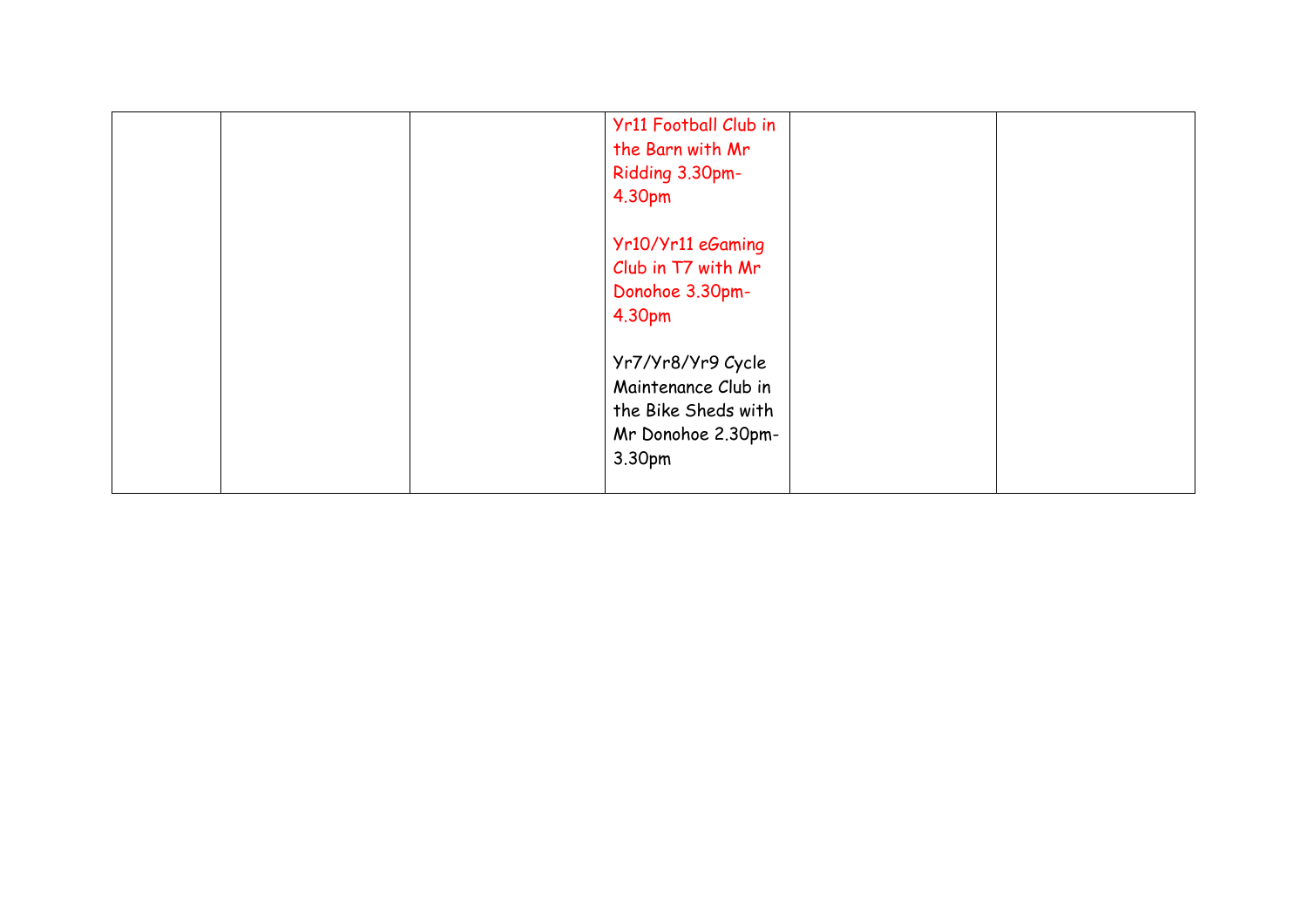| | | | | | |
|---|---|---|---|---|---|
| | | | Yr11 Football Club in the Barn with Mr Ridding 3.30pm-4.30pm<br><br>Yr10/Yr11 eGaming Club in T7 with Mr Donohoe 3.30pm-4.30pm<br><br>Yr7/Yr8/Yr9 Cycle Maintenance Club in the Bike Sheds with Mr Donohoe 2.30pm-3.30pm | | |